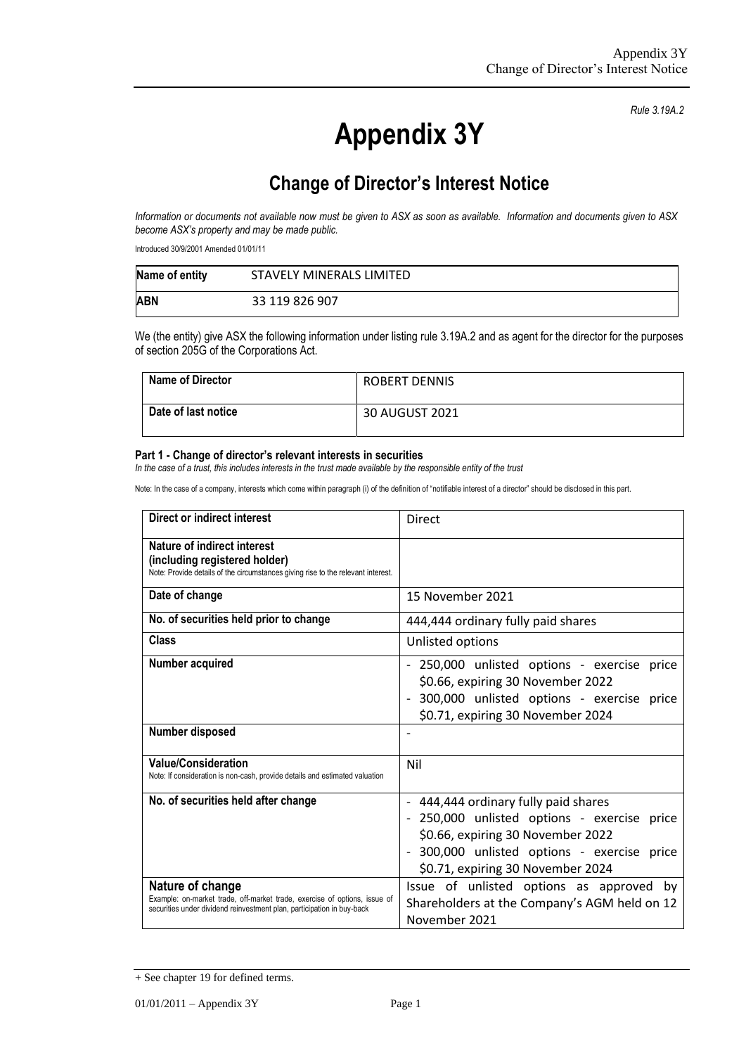Rule 3.19A.2

# Appendix 3Y

## Change of Director's Interest Notice

*Information or documents not available now must be given to ASX as soon as available. Information and documents given to ASX become ASX's property and may be made public.*

Introduced 30/9/2001 Amended 01/01/11

| **Name of entity** | STAVELY MINERALS LIMITED |
|---|---|
| **ABN** | 33 119 826 907 |

We (the entity) give ASX the following information under listing rule 3.19A.2 and as agent for the director for the purposes of section 205G of the Corporations Act.

| **Name of Director** | ROBERT DENNIS |
|---|---|
| **Date of last notice** | 30 AUGUST 2021 |

#### Part 1 - Change of director's relevant interests in securities

*In the case of a trust, this includes interests in the trust made available by the responsible entity of the trust*

Note: In the case of a company, interests which come within paragraph (i) of the definition of "notifiable interest of a director" should be disclosed in this part.

| **Direct or indirect interest** | Direct |
|---|---|
| **Nature of indirect interest (including registered holder)**<br>Note: Provide details of the circumstances giving rise to the relevant interest. | |
| **Date of change** | 15 November 2021 |
| **No. of securities held prior to change** | 444,444 ordinary fully paid shares |
| **Class** | Unlisted options |
| **Number acquired** | - 250,000 unlisted options - exercise price $0.66, expiring 30 November 2022<br>- 300,000 unlisted options - exercise price $0.71, expiring 30 November 2024 |
| **Number disposed** | - |
| **Value/Consideration**<br>Note: If consideration is non-cash, provide details and estimated valuation | Nil |
| **No. of securities held after change** | - 444,444 ordinary fully paid shares<br>- 250,000 unlisted options - exercise price $0.66, expiring 30 November 2022<br>- 300,000 unlisted options - exercise price $0.71, expiring 30 November 2024 |
| **Nature of change**<br>Example: on-market trade, off-market trade, exercise of options, issue of securities under dividend reinvestment plan, participation in buy-back | Issue of unlisted options as approved by Shareholders at the Company's AGM held on 12 November 2021 |

+ See chapter 19 for defined terms.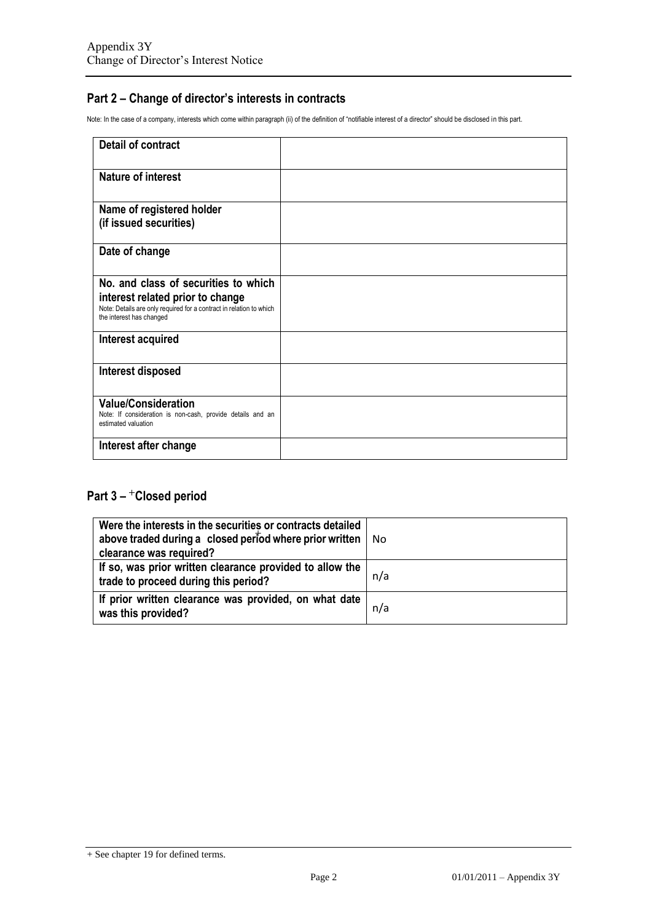## Part 2 – Change of director's interests in contracts

Note: In the case of a company, interests which come within paragraph (ii) of the definition of "notifiable interest of a director" should be disclosed in this part.

| | |
|---|---|
| **Detail of contract** | |
| **Nature of interest** | |
| **Name of registered holder (if issued securities)** | |
| **Date of change** | |
| **No. and class of securities to which interest related prior to change** Note: Details are only required for a contract in relation to which the interest has changed | |
| **Interest acquired** | |
| **Interest disposed** | |
| **Value/Consideration** Note: If consideration is non-cash, provide details and an estimated valuation | |
| **Interest after change** | |

## Part 3 – +Closed period

| | |
|---|---|
| **Were the interests in the securities or contracts detailed above traded during a +closed period where prior written clearance was required?** | No |
| **If so, was prior written clearance provided to allow the trade to proceed during this period?** | n/a |
| **If prior written clearance was provided, on what date was this provided?** | n/a |

+ See chapter 19 for defined terms.